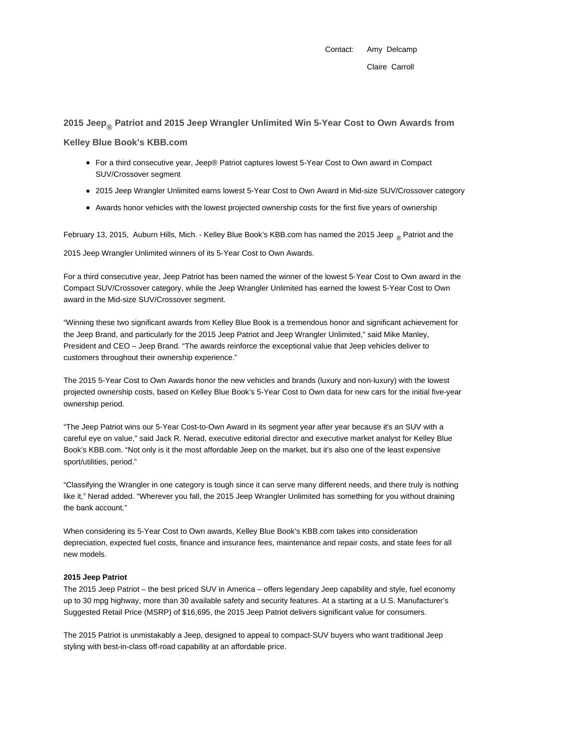Contact: Amy Delcamp

Claire Carroll

## 2015 Jeep® Patriot and 2015 Jeep Wrangler Unlimited Win 5-Year Cost to Own Awards from Kelley Blue Book's KBB.com

- For a third consecutive year, Jeep® Patriot captures lowest 5-Year Cost to Own award in Compact SUV/Crossover segment
- 2015 Jeep Wrangler Unlimited earns lowest 5-Year Cost to Own Award in Mid-size SUV/Crossover category
- Awards honor vehicles with the lowest projected ownership costs for the first five years of ownership

February 13, 2015, Auburn Hills, Mich. - Kelley Blue Book's KBB.com has named the 2015 Jeep ® Patriot and the 2015 Jeep Wrangler Unlimited winners of its 5-Year Cost to Own Awards.

For a third consecutive year, Jeep Patriot has been named the winner of the lowest 5-Year Cost to Own award in the Compact SUV/Crossover category, while the Jeep Wrangler Unlimited has earned the lowest 5-Year Cost to Own award in the Mid-size SUV/Crossover segment.

"Winning these two significant awards from Kelley Blue Book is a tremendous honor and significant achievement for the Jeep Brand, and particularly for the 2015 Jeep Patriot and Jeep Wrangler Unlimited," said Mike Manley, President and CEO – Jeep Brand. "The awards reinforce the exceptional value that Jeep vehicles deliver to customers throughout their ownership experience."

The 2015 5-Year Cost to Own Awards honor the new vehicles and brands (luxury and non-luxury) with the lowest projected ownership costs, based on Kelley Blue Book's 5-Year Cost to Own data for new cars for the initial five-year ownership period.

"The Jeep Patriot wins our 5-Year Cost-to-Own Award in its segment year after year because it's an SUV with a careful eye on value," said Jack R. Nerad, executive editorial director and executive market analyst for Kelley Blue Book's KBB.com. "Not only is it the most affordable Jeep on the market, but it's also one of the least expensive sport/utilities, period."

"Classifying the Wrangler in one category is tough since it can serve many different needs, and there truly is nothing like it," Nerad added. "Wherever you fall, the 2015 Jeep Wrangler Unlimited has something for you without draining the bank account."

When considering its 5-Year Cost to Own awards, Kelley Blue Book's KBB.com takes into consideration depreciation, expected fuel costs, finance and insurance fees, maintenance and repair costs, and state fees for all new models.

**2015 Jeep Patriot**

The 2015 Jeep Patriot – the best priced SUV in America – offers legendary Jeep capability and style, fuel economy up to 30 mpg highway, more than 30 available safety and security features. At a starting at a U.S. Manufacturer's Suggested Retail Price (MSRP) of $16,695, the 2015 Jeep Patriot delivers significant value for consumers.

The 2015 Patriot is unmistakably a Jeep, designed to appeal to compact-SUV buyers who want traditional Jeep styling with best-in-class off-road capability at an affordable price.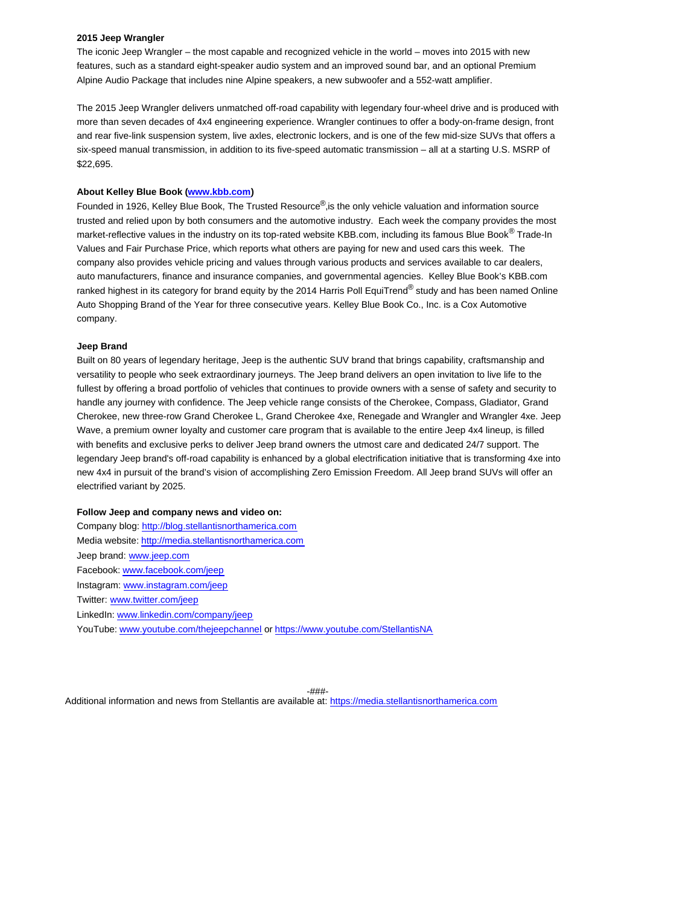**2015 Jeep Wrangler**

The iconic Jeep Wrangler – the most capable and recognized vehicle in the world – moves into 2015 with new features, such as a standard eight-speaker audio system and an improved sound bar, and an optional Premium Alpine Audio Package that includes nine Alpine speakers, a new subwoofer and a 552-watt amplifier.

The 2015 Jeep Wrangler delivers unmatched off-road capability with legendary four-wheel drive and is produced with more than seven decades of 4x4 engineering experience. Wrangler continues to offer a body-on-frame design, front and rear five-link suspension system, live axles, electronic lockers, and is one of the few mid-size SUVs that offers a six-speed manual transmission, in addition to its five-speed automatic transmission – all at a starting U.S. MSRP of $22,695.

**About Kelley Blue Book ([www.kbb.com](www.kbb.com))**

Founded in 1926, Kelley Blue Book, The Trusted Resource®,is the only vehicle valuation and information source trusted and relied upon by both consumers and the automotive industry. Each week the company provides the most market-reflective values in the industry on its top-rated website KBB.com, including its famous Blue Book® Trade-In Values and Fair Purchase Price, which reports what others are paying for new and used cars this week. The company also provides vehicle pricing and values through various products and services available to car dealers, auto manufacturers, finance and insurance companies, and governmental agencies. Kelley Blue Book's KBB.com ranked highest in its category for brand equity by the 2014 Harris Poll EquiTrend® study and has been named Online Auto Shopping Brand of the Year for three consecutive years. Kelley Blue Book Co., Inc. is a Cox Automotive company.

**Jeep Brand**

Built on 80 years of legendary heritage, Jeep is the authentic SUV brand that brings capability, craftsmanship and versatility to people who seek extraordinary journeys. The Jeep brand delivers an open invitation to live life to the fullest by offering a broad portfolio of vehicles that continues to provide owners with a sense of safety and security to handle any journey with confidence. The Jeep vehicle range consists of the Cherokee, Compass, Gladiator, Grand Cherokee, new three-row Grand Cherokee L, Grand Cherokee 4xe, Renegade and Wrangler and Wrangler 4xe. Jeep Wave, a premium owner loyalty and customer care program that is available to the entire Jeep 4x4 lineup, is filled with benefits and exclusive perks to deliver Jeep brand owners the utmost care and dedicated 24/7 support. The legendary Jeep brand's off-road capability is enhanced by a global electrification initiative that is transforming 4xe into new 4x4 in pursuit of the brand's vision of accomplishing Zero Emission Freedom. All Jeep brand SUVs will offer an electrified variant by 2025.

**Follow Jeep and company news and video on:**

Company blog: [http://blog.stellantisnorthamerica.com](http://blog.stellantisnorthamerica.com)
Media website: [http://media.stellantisnorthamerica.com](http://media.stellantisnorthamerica.com)
Jeep brand: [www.jeep.com](www.jeep.com)
Facebook: [www.facebook.com/jeep](www.facebook.com/jeep)
Instagram: [www.instagram.com/jeep](www.instagram.com/jeep)
Twitter: [www.twitter.com/jeep](www.twitter.com/jeep)
LinkedIn: [www.linkedin.com/company/jeep](www.linkedin.com/company/jeep)
YouTube: [www.youtube.com/thejeepchannel](www.youtube.com/thejeepchannel) or [https://www.youtube.com/StellantisNA](https://www.youtube.com/StellantisNA)

-###-

Additional information and news from Stellantis are available at: [https://media.stellantisnorthamerica.com](https://media.stellantisnorthamerica.com)